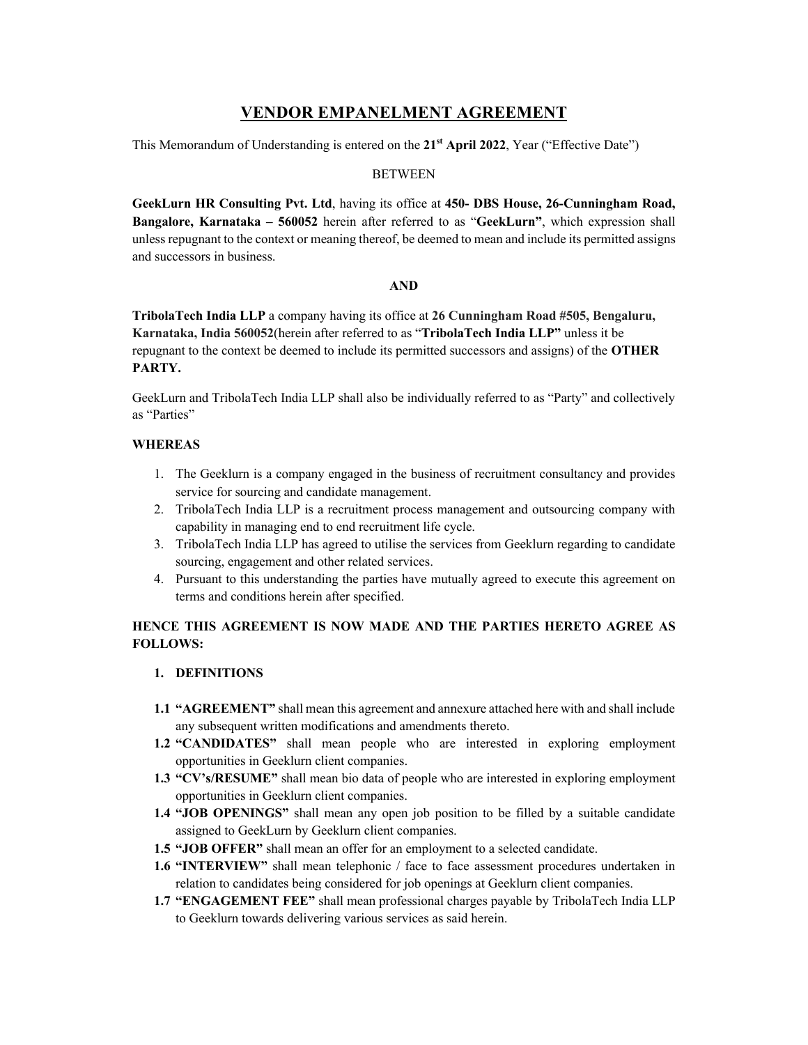# VENDOR EMPANELMENT AGREEMENT

This Memorandum of Understanding is entered on the **21st April 2022**, Year ("Effective Date")

BETWEEN

**GeekLurn HR Consulting Pvt. Ltd**, having its office at **450- DBS House, 26-Cunningham Road, Bangalore, Karnataka – 560052** herein after referred to as "**GeekLurn"**, which expression shall unless repugnant to the context or meaning thereof, be deemed to mean and include its permitted assigns and successors in business.

**AND**

**TribolaTech India LLP** a company having its office at **26 Cunningham Road #505, Bengaluru, Karnataka, India 560052**(herein after referred to as "**TribolaTech India LLP"** unless it be repugnant to the context be deemed to include its permitted successors and assigns) of the **OTHER PARTY.**

GeekLurn and TribolaTech India LLP shall also be individually referred to as "Party" and collectively as "Parties"

**WHEREAS**

1. The Geeklurn is a company engaged in the business of recruitment consultancy and provides service for sourcing and candidate management.
2. TribolaTech India LLP is a recruitment process management and outsourcing company with capability in managing end to end recruitment life cycle.
3. TribolaTech India LLP has agreed to utilise the services from Geeklurn regarding to candidate sourcing, engagement and other related services.
4. Pursuant to this understanding the parties have mutually agreed to execute this agreement on terms and conditions herein after specified.

**HENCE THIS AGREEMENT IS NOW MADE AND THE PARTIES HERETO AGREE AS FOLLOWS:**

**1. DEFINITIONS**

**1.1 "AGREEMENT"** shall mean this agreement and annexure attached here with and shall include any subsequent written modifications and amendments thereto.

**1.2 "CANDIDATES"** shall mean people who are interested in exploring employment opportunities in Geeklurn client companies.

**1.3 "CV's/RESUME"** shall mean bio data of people who are interested in exploring employment opportunities in Geeklurn client companies.

**1.4 "JOB OPENINGS"** shall mean any open job position to be filled by a suitable candidate assigned to GeekLurn by Geeklurn client companies.

**1.5 "JOB OFFER"** shall mean an offer for an employment to a selected candidate.

**1.6 "INTERVIEW"** shall mean telephonic / face to face assessment procedures undertaken in relation to candidates being considered for job openings at Geeklurn client companies.

**1.7 "ENGAGEMENT FEE"** shall mean professional charges payable by TribolaTech India LLP to Geeklurn towards delivering various services as said herein.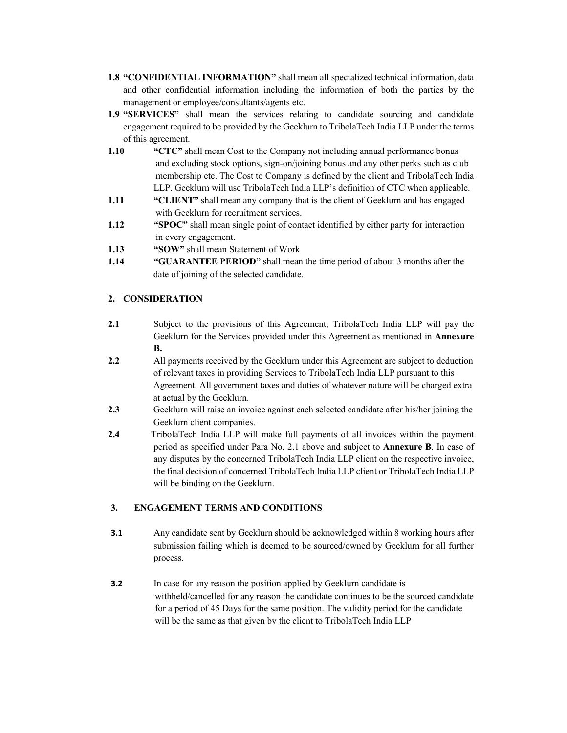**1.8 "CONFIDENTIAL INFORMATION"** shall mean all specialized technical information, data and other confidential information including the information of both the parties by the management or employee/consultants/agents etc.

**1.9 "SERVICES"** shall mean the services relating to candidate sourcing and candidate engagement required to be provided by the Geeklurn to TribolaTech India LLP under the terms of this agreement.

**1.10** **"CTC"** shall mean Cost to the Company not including annual performance bonus and excluding stock options, sign-on/joining bonus and any other perks such as club membership etc. The Cost to Company is defined by the client and TribolaTech India LLP. Geeklurn will use TribolaTech India LLP's definition of CTC when applicable.

**1.11** **"CLIENT"** shall mean any company that is the client of Geeklurn and has engaged with Geeklurn for recruitment services.

**1.12** **"SPOC"** shall mean single point of contact identified by either party for interaction in every engagement.

**1.13** **"SOW"** shall mean Statement of Work

**1.14** **"GUARANTEE PERIOD"** shall mean the time period of about 3 months after the date of joining of the selected candidate.

## 2. CONSIDERATION

**2.1** Subject to the provisions of this Agreement, TribolaTech India LLP will pay the Geeklurn for the Services provided under this Agreement as mentioned in **Annexure B.**

**2.2** All payments received by the Geeklurn under this Agreement are subject to deduction of relevant taxes in providing Services to TribolaTech India LLP pursuant to this Agreement. All government taxes and duties of whatever nature will be charged extra at actual by the Geeklurn.

**2.3** Geeklurn will raise an invoice against each selected candidate after his/her joining the Geeklurn client companies.

**2.4** TribolaTech India LLP will make full payments of all invoices within the payment period as specified under Para No. 2.1 above and subject to **Annexure B**. In case of any disputes by the concerned TribolaTech India LLP client on the respective invoice, the final decision of concerned TribolaTech India LLP client or TribolaTech India LLP will be binding on the Geeklurn.

## 3. ENGAGEMENT TERMS AND CONDITIONS

**3.1** Any candidate sent by Geeklurn should be acknowledged within 8 working hours after submission failing which is deemed to be sourced/owned by Geeklurn for all further process.

**3.2** In case for any reason the position applied by Geeklurn candidate is withheld/cancelled for any reason the candidate continues to be the sourced candidate for a period of 45 Days for the same position. The validity period for the candidate will be the same as that given by the client to TribolaTech India LLP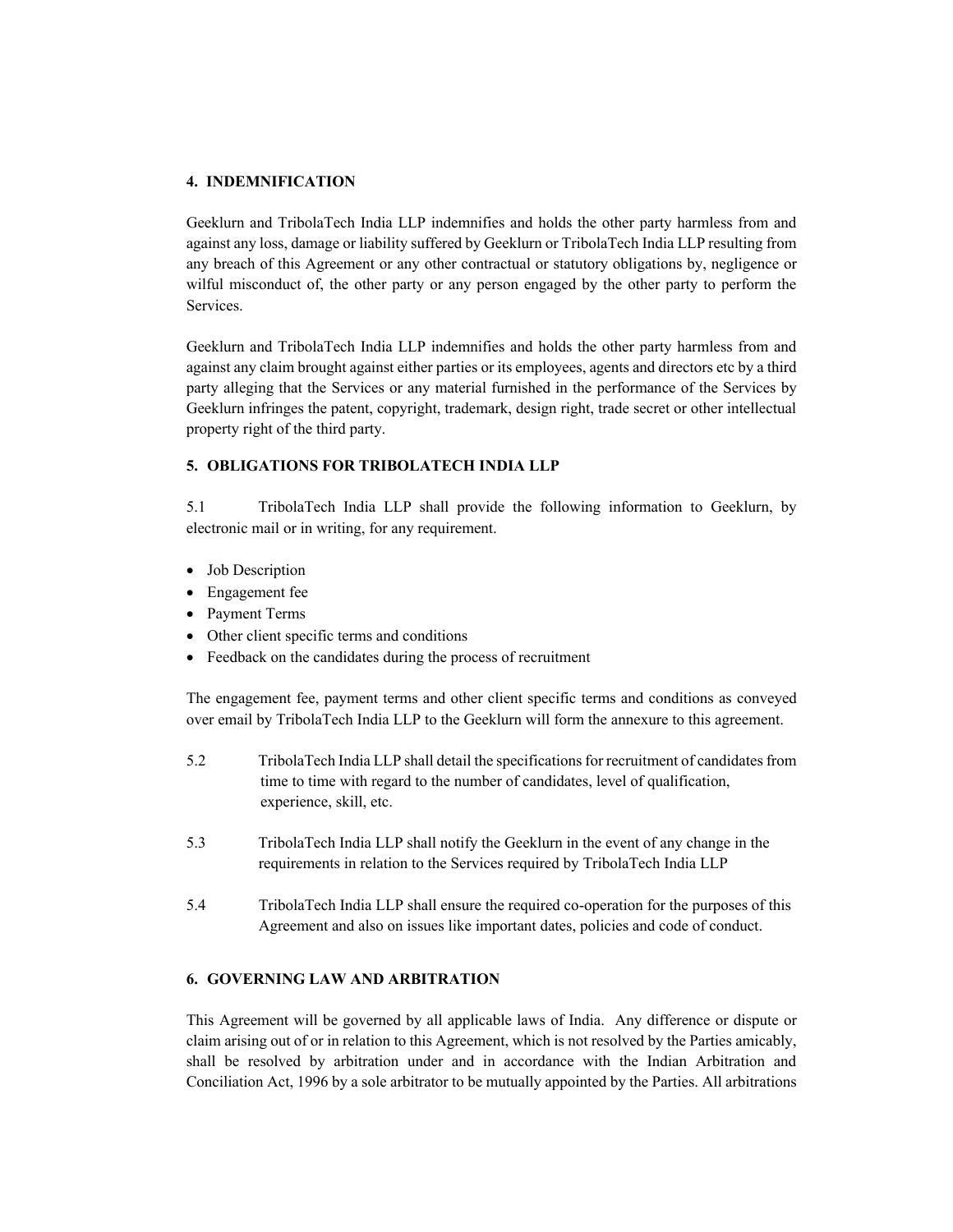## 4. INDEMNIFICATION

Geeklurn and TribolaTech India LLP indemnifies and holds the other party harmless from and against any loss, damage or liability suffered by Geeklurn or TribolaTech India LLP resulting from any breach of this Agreement or any other contractual or statutory obligations by, negligence or wilful misconduct of, the other party or any person engaged by the other party to perform the Services.

Geeklurn and TribolaTech India LLP indemnifies and holds the other party harmless from and against any claim brought against either parties or its employees, agents and directors etc by a third party alleging that the Services or any material furnished in the performance of the Services by Geeklurn infringes the patent, copyright, trademark, design right, trade secret or other intellectual property right of the third party.

## 5. OBLIGATIONS FOR TRIBOLATECH INDIA LLP

5.1 TribolaTech India LLP shall provide the following information to Geeklurn, by electronic mail or in writing, for any requirement.

- Job Description
- Engagement fee
- Payment Terms
- Other client specific terms and conditions
- Feedback on the candidates during the process of recruitment

The engagement fee, payment terms and other client specific terms and conditions as conveyed over email by TribolaTech India LLP to the Geeklurn will form the annexure to this agreement.

5.2 TribolaTech India LLP shall detail the specifications for recruitment of candidates from time to time with regard to the number of candidates, level of qualification, experience, skill, etc.

5.3 TribolaTech India LLP shall notify the Geeklurn in the event of any change in the requirements in relation to the Services required by TribolaTech India LLP

5.4 TribolaTech India LLP shall ensure the required co-operation for the purposes of this Agreement and also on issues like important dates, policies and code of conduct.

## 6. GOVERNING LAW AND ARBITRATION

This Agreement will be governed by all applicable laws of India. Any difference or dispute or claim arising out of or in relation to this Agreement, which is not resolved by the Parties amicably, shall be resolved by arbitration under and in accordance with the Indian Arbitration and Conciliation Act, 1996 by a sole arbitrator to be mutually appointed by the Parties. All arbitrations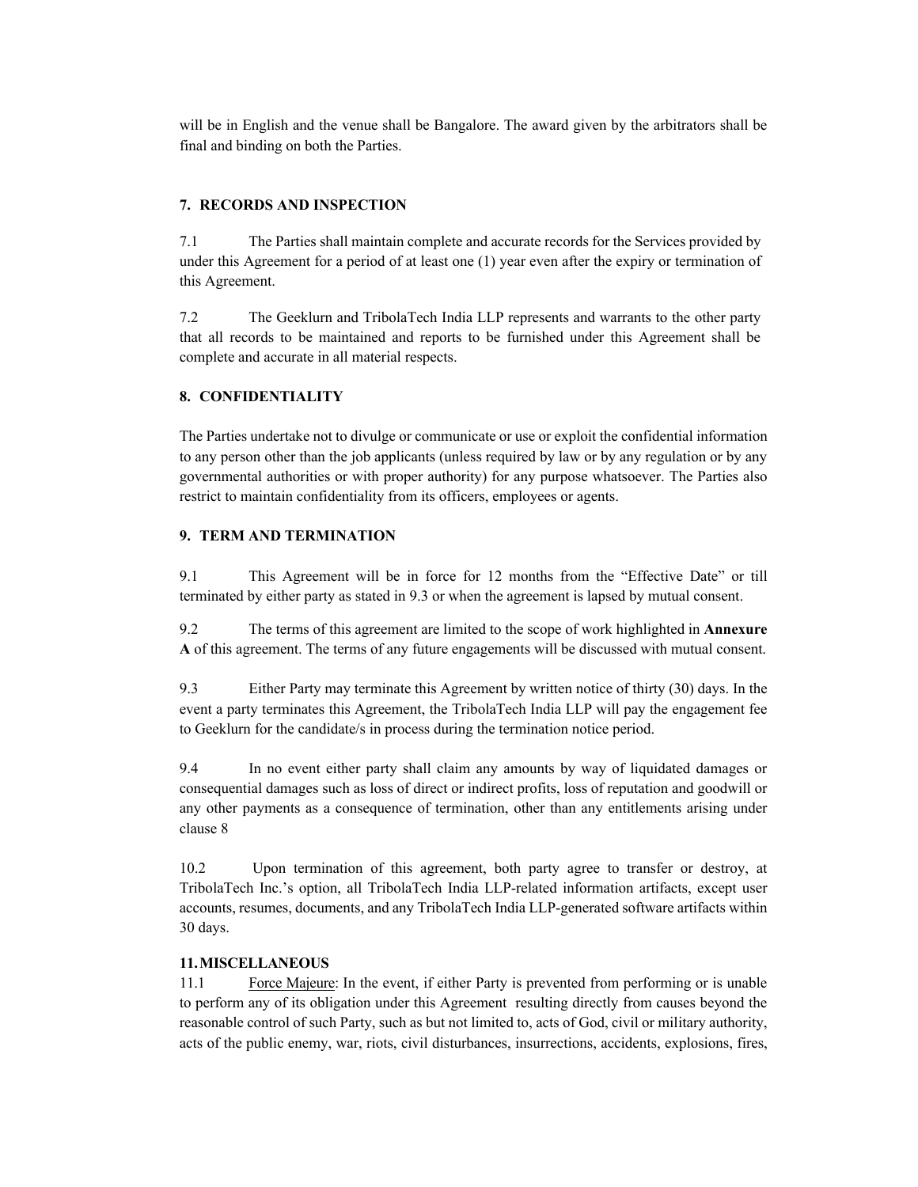will be in English and the venue shall be Bangalore. The award given by the arbitrators shall be final and binding on both the Parties.

**7. RECORDS AND INSPECTION**

7.1 The Parties shall maintain complete and accurate records for the Services provided by under this Agreement for a period of at least one (1) year even after the expiry or termination of this Agreement.

7.2 The Geeklurn and TribolaTech India LLP represents and warrants to the other party that all records to be maintained and reports to be furnished under this Agreement shall be complete and accurate in all material respects.

**8. CONFIDENTIALITY**

The Parties undertake not to divulge or communicate or use or exploit the confidential information to any person other than the job applicants (unless required by law or by any regulation or by any governmental authorities or with proper authority) for any purpose whatsoever. The Parties also restrict to maintain confidentiality from its officers, employees or agents.

**9. TERM AND TERMINATION**

9.1 This Agreement will be in force for 12 months from the "Effective Date" or till terminated by either party as stated in 9.3 or when the agreement is lapsed by mutual consent.

9.2 The terms of this agreement are limited to the scope of work highlighted in **Annexure A** of this agreement. The terms of any future engagements will be discussed with mutual consent.

9.3 Either Party may terminate this Agreement by written notice of thirty (30) days. In the event a party terminates this Agreement, the TribolaTech India LLP will pay the engagement fee to Geeklurn for the candidate/s in process during the termination notice period.

9.4 In no event either party shall claim any amounts by way of liquidated damages or consequential damages such as loss of direct or indirect profits, loss of reputation and goodwill or any other payments as a consequence of termination, other than any entitlements arising under clause 8

10.2 Upon termination of this agreement, both party agree to transfer or destroy, at TribolaTech Inc.'s option, all TribolaTech India LLP-related information artifacts, except user accounts, resumes, documents, and any TribolaTech India LLP-generated software artifacts within 30 days.

**11. MISCELLANEOUS**

11.1 Force Majeure: In the event, if either Party is prevented from performing or is unable to perform any of its obligation under this Agreement resulting directly from causes beyond the reasonable control of such Party, such as but not limited to, acts of God, civil or military authority, acts of the public enemy, war, riots, civil disturbances, insurrections, accidents, explosions, fires,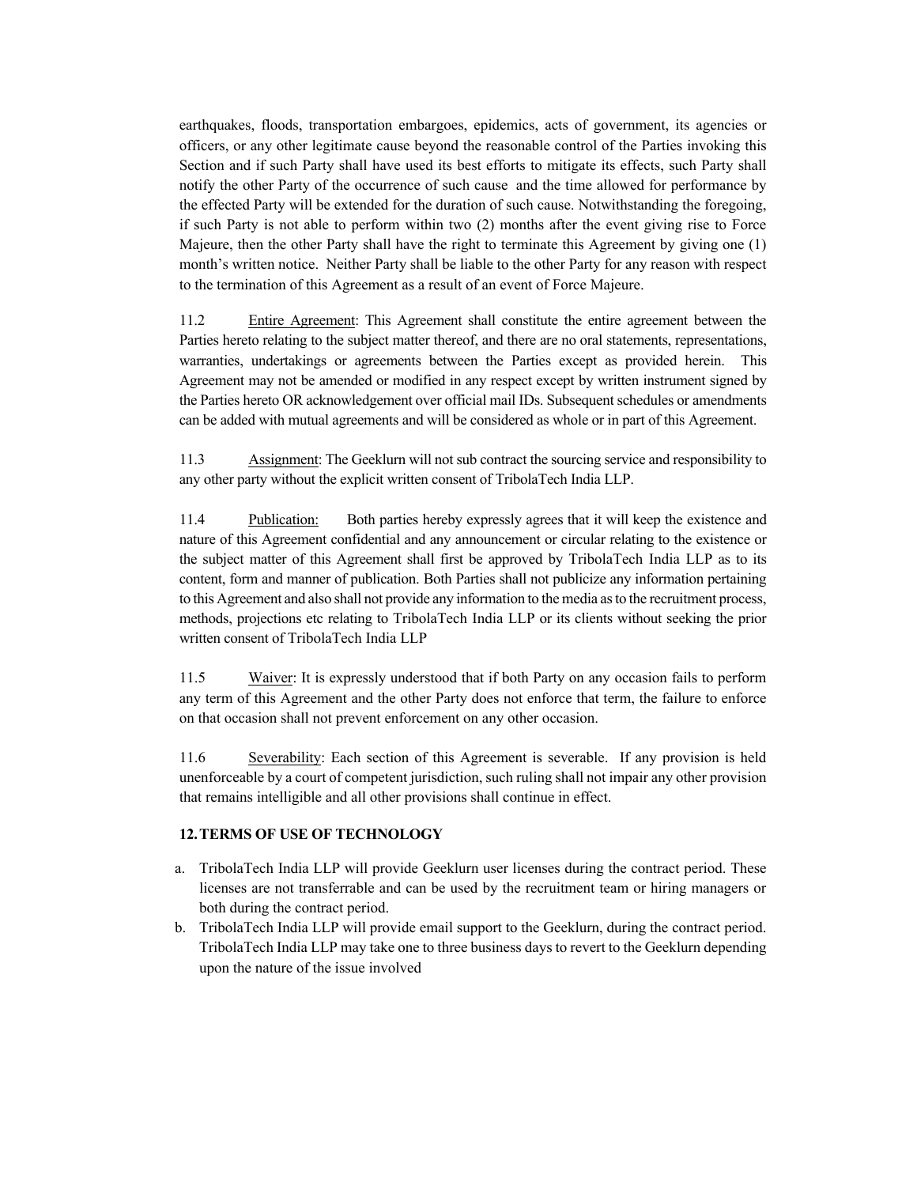earthquakes, floods, transportation embargoes, epidemics, acts of government, its agencies or officers, or any other legitimate cause beyond the reasonable control of the Parties invoking this Section and if such Party shall have used its best efforts to mitigate its effects, such Party shall notify the other Party of the occurrence of such cause and the time allowed for performance by the effected Party will be extended for the duration of such cause. Notwithstanding the foregoing, if such Party is not able to perform within two (2) months after the event giving rise to Force Majeure, then the other Party shall have the right to terminate this Agreement by giving one (1) month's written notice. Neither Party shall be liable to the other Party for any reason with respect to the termination of this Agreement as a result of an event of Force Majeure.

11.2 Entire Agreement: This Agreement shall constitute the entire agreement between the Parties hereto relating to the subject matter thereof, and there are no oral statements, representations, warranties, undertakings or agreements between the Parties except as provided herein. This Agreement may not be amended or modified in any respect except by written instrument signed by the Parties hereto OR acknowledgement over official mail IDs. Subsequent schedules or amendments can be added with mutual agreements and will be considered as whole or in part of this Agreement.

11.3 Assignment: The Geeklurn will not sub contract the sourcing service and responsibility to any other party without the explicit written consent of TribolaTech India LLP.

11.4 Publication: Both parties hereby expressly agrees that it will keep the existence and nature of this Agreement confidential and any announcement or circular relating to the existence or the subject matter of this Agreement shall first be approved by TribolaTech India LLP as to its content, form and manner of publication. Both Parties shall not publicize any information pertaining to this Agreement and also shall not provide any information to the media as to the recruitment process, methods, projections etc relating to TribolaTech India LLP or its clients without seeking the prior written consent of TribolaTech India LLP

11.5 Waiver: It is expressly understood that if both Party on any occasion fails to perform any term of this Agreement and the other Party does not enforce that term, the failure to enforce on that occasion shall not prevent enforcement on any other occasion.

11.6 Severability: Each section of this Agreement is severable. If any provision is held unenforceable by a court of competent jurisdiction, such ruling shall not impair any other provision that remains intelligible and all other provisions shall continue in effect.

## 12. TERMS OF USE OF TECHNOLOGY

a. TribolaTech India LLP will provide Geeklurn user licenses during the contract period. These licenses are not transferrable and can be used by the recruitment team or hiring managers or both during the contract period.
b. TribolaTech India LLP will provide email support to the Geeklurn, during the contract period. TribolaTech India LLP may take one to three business days to revert to the Geeklurn depending upon the nature of the issue involved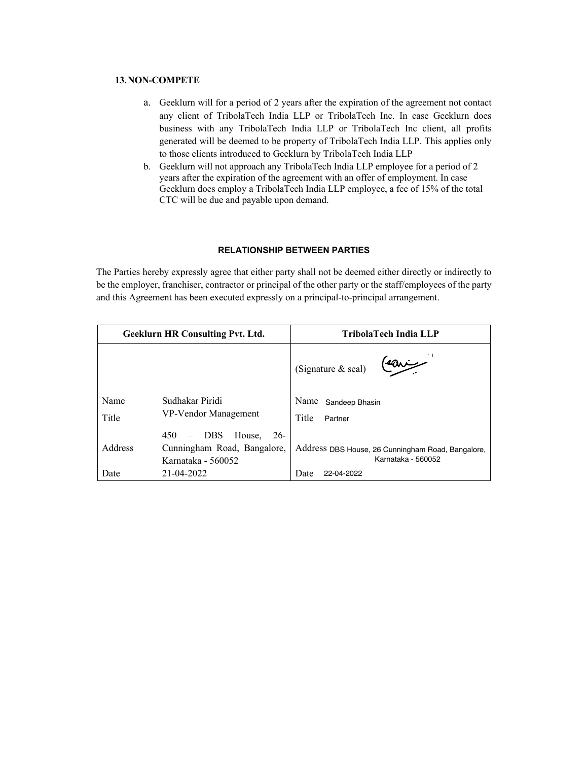## 13. NON-COMPETE

a. Geeklurn will for a period of 2 years after the expiration of the agreement not contact any client of TribolaTech India LLP or TribolaTech Inc. In case Geeklurn does business with any TribolaTech India LLP or TribolaTech Inc client, all profits generated will be deemed to be property of TribolaTech India LLP. This applies only to those clients introduced to Geeklurn by TribolaTech India LLP
b. Geeklurn will not approach any TribolaTech India LLP employee for a period of 2 years after the expiration of the agreement with an offer of employment. In case Geeklurn does employ a TribolaTech India LLP employee, a fee of 15% of the total CTC will be due and payable upon demand.

### RELATIONSHIP BETWEEN PARTIES

The Parties hereby expressly agree that either party shall not be deemed either directly or indirectly to be the employer, franchiser, contractor or principal of the other party or the staff/employees of the party and this Agreement has been executed expressly on a principal-to-principal arrangement.

| Geeklurn HR Consulting Pvt. Ltd. | | TribolaTech India LLP |
|---|---|---|
| | | (Signature & seal) |
| Name | Sudhakar Piridi | Name Sandeep Bhasin |
| Title | VP-Vendor Management | Title Partner |
| Address | 450 – DBS House, 26-Cunningham Road, Bangalore, Karnataka - 560052 | Address DBS House, 26 Cunningham Road, Bangalore, Karnataka - 560052 |
| Date | 21-04-2022 | Date 22-04-2022 |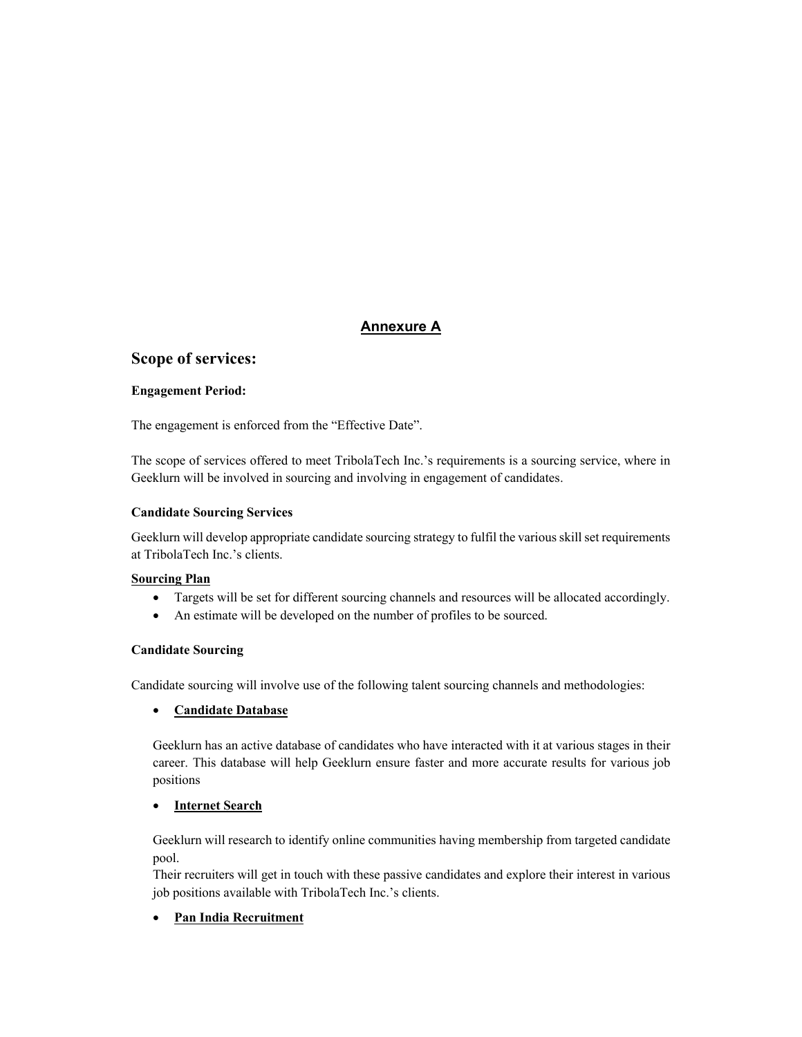# Annexure A

## Scope of services:

**Engagement Period:**

The engagement is enforced from the "Effective Date".

The scope of services offered to meet TribolaTech Inc.'s requirements is a sourcing service, where in Geeklurn will be involved in sourcing and involving in engagement of candidates.

**Candidate Sourcing Services**

Geeklurn will develop appropriate candidate sourcing strategy to fulfil the various skill set requirements at TribolaTech Inc.'s clients.

**Sourcing Plan**

- Targets will be set for different sourcing channels and resources will be allocated accordingly.
- An estimate will be developed on the number of profiles to be sourced.

**Candidate Sourcing**

Candidate sourcing will involve use of the following talent sourcing channels and methodologies:

- **Candidate Database**

  Geeklurn has an active database of candidates who have interacted with it at various stages in their career. This database will help Geeklurn ensure faster and more accurate results for various job positions

- **Internet Search**

  Geeklurn will research to identify online communities having membership from targeted candidate pool.
  Their recruiters will get in touch with these passive candidates and explore their interest in various job positions available with TribolaTech Inc.'s clients.

- **Pan India Recruitment**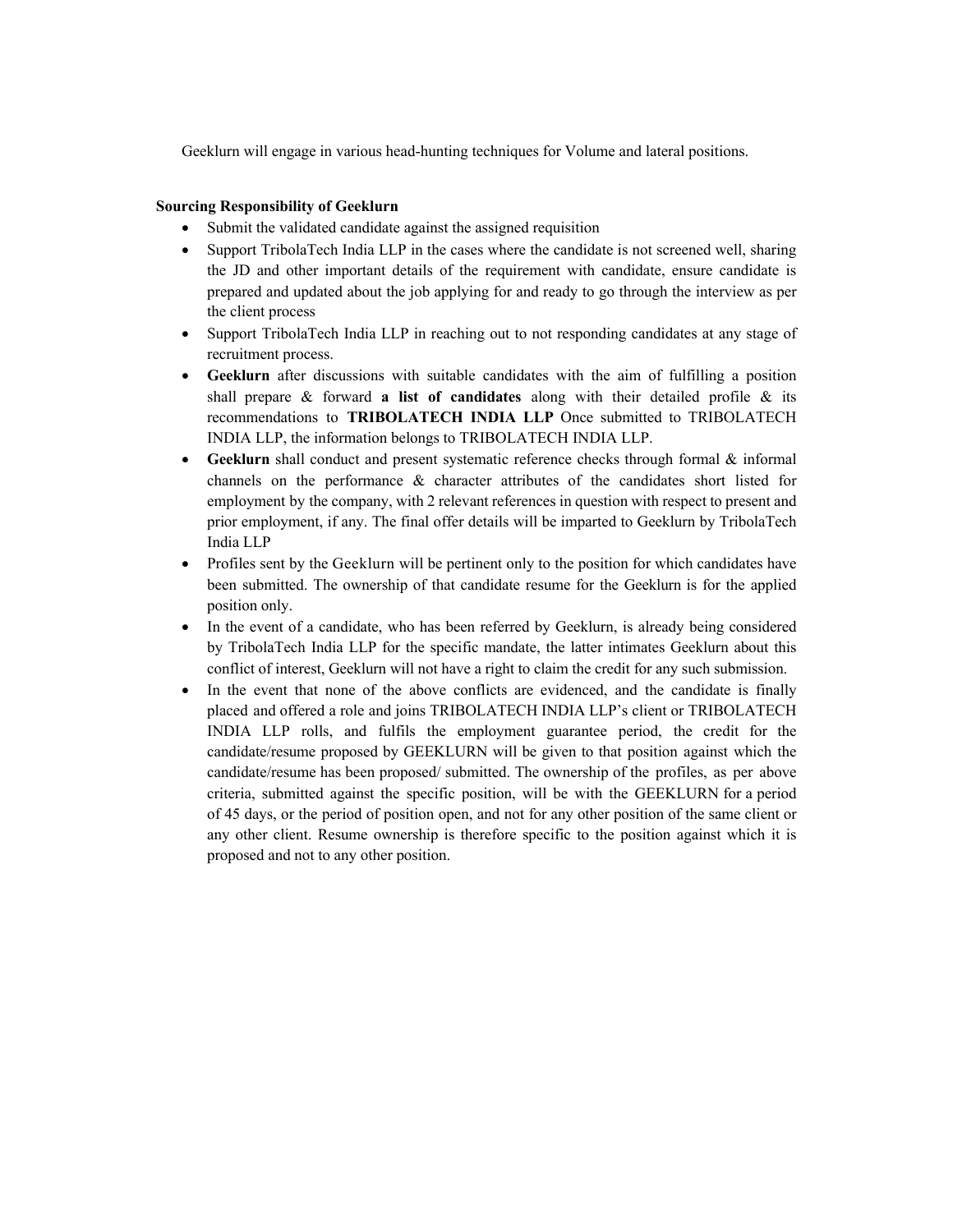Geeklurn will engage in various head-hunting techniques for Volume and lateral positions.

**Sourcing Responsibility of Geeklurn**

- Submit the validated candidate against the assigned requisition
- Support TribolaTech India LLP in the cases where the candidate is not screened well, sharing the JD and other important details of the requirement with candidate, ensure candidate is prepared and updated about the job applying for and ready to go through the interview as per the client process
- Support TribolaTech India LLP in reaching out to not responding candidates at any stage of recruitment process.
- **Geeklurn** after discussions with suitable candidates with the aim of fulfilling a position shall prepare & forward **a list of candidates** along with their detailed profile & its recommendations to **TRIBOLATECH INDIA LLP** Once submitted to TRIBOLATECH INDIA LLP, the information belongs to TRIBOLATECH INDIA LLP.
- **Geeklurn** shall conduct and present systematic reference checks through formal & informal channels on the performance & character attributes of the candidates short listed for employment by the company, with 2 relevant references in question with respect to present and prior employment, if any. The final offer details will be imparted to Geeklurn by TribolaTech India LLP
- Profiles sent by the Geeklurn will be pertinent only to the position for which candidates have been submitted. The ownership of that candidate resume for the Geeklurn is for the applied position only.
- In the event of a candidate, who has been referred by Geeklurn, is already being considered by TribolaTech India LLP for the specific mandate, the latter intimates Geeklurn about this conflict of interest, Geeklurn will not have a right to claim the credit for any such submission.
- In the event that none of the above conflicts are evidenced, and the candidate is finally placed and offered a role and joins TRIBOLATECH INDIA LLP's client or TRIBOLATECH INDIA LLP rolls, and fulfils the employment guarantee period, the credit for the candidate/resume proposed by GEEKLURN will be given to that position against which the candidate/resume has been proposed/ submitted. The ownership of the profiles, as per above criteria, submitted against the specific position, will be with the GEEKLURN for a period of 45 days, or the period of position open, and not for any other position of the same client or any other client. Resume ownership is therefore specific to the position against which it is proposed and not to any other position.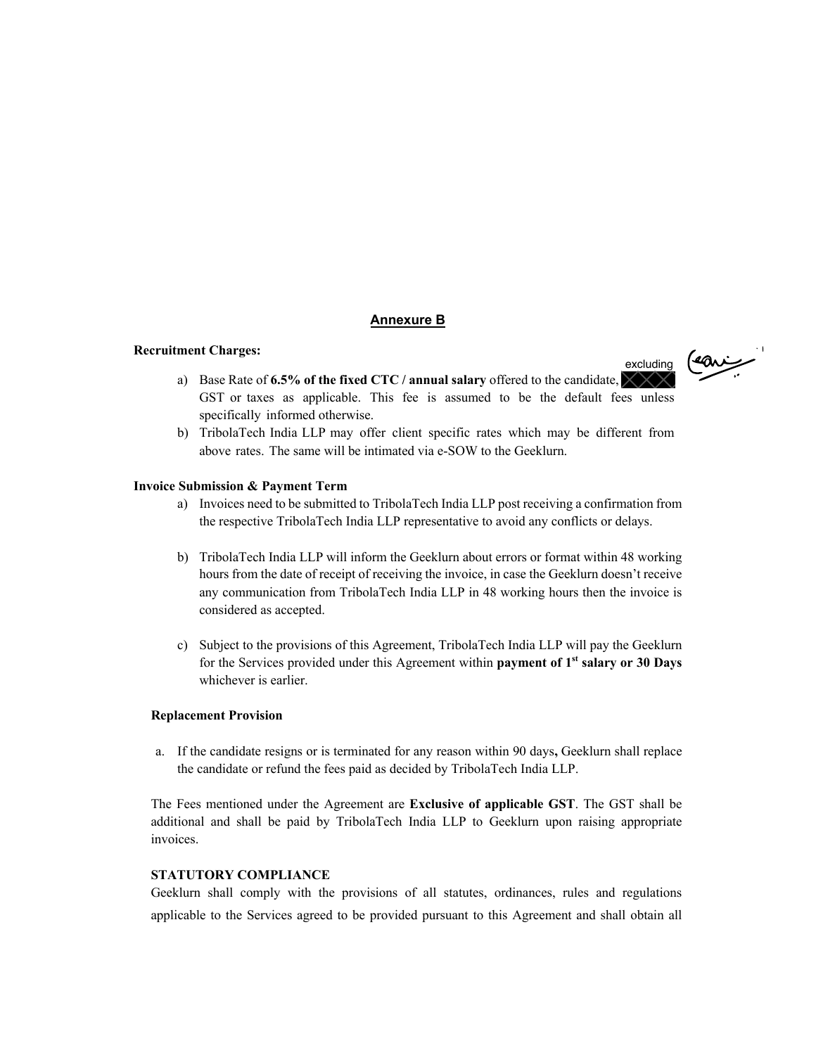## Annexure B

**Recruitment Charges:**

a) Base Rate of **6.5% of the fixed CTC / annual salary** offered to the candidate, excluding GST or taxes as applicable. This fee is assumed to be the default fees unless specifically informed otherwise.

b) TribolaTech India LLP may offer client specific rates which may be different from above rates. The same will be intimated via e-SOW to the Geeklurn.

**Invoice Submission & Payment Term**

a) Invoices need to be submitted to TribolaTech India LLP post receiving a confirmation from the respective TribolaTech India LLP representative to avoid any conflicts or delays.

b) TribolaTech India LLP will inform the Geeklurn about errors or format within 48 working hours from the date of receipt of receiving the invoice, in case the Geeklurn doesn't receive any communication from TribolaTech India LLP in 48 working hours then the invoice is considered as accepted.

c) Subject to the provisions of this Agreement, TribolaTech India LLP will pay the Geeklurn for the Services provided under this Agreement within **payment of 1st salary or 30 Days** whichever is earlier.

**Replacement Provision**

a. If the candidate resigns or is terminated for any reason within 90 days**,** Geeklurn shall replace the candidate or refund the fees paid as decided by TribolaTech India LLP.

The Fees mentioned under the Agreement are **Exclusive of applicable GST**. The GST shall be additional and shall be paid by TribolaTech India LLP to Geeklurn upon raising appropriate invoices.

**STATUTORY COMPLIANCE**

Geeklurn shall comply with the provisions of all statutes, ordinances, rules and regulations applicable to the Services agreed to be provided pursuant to this Agreement and shall obtain all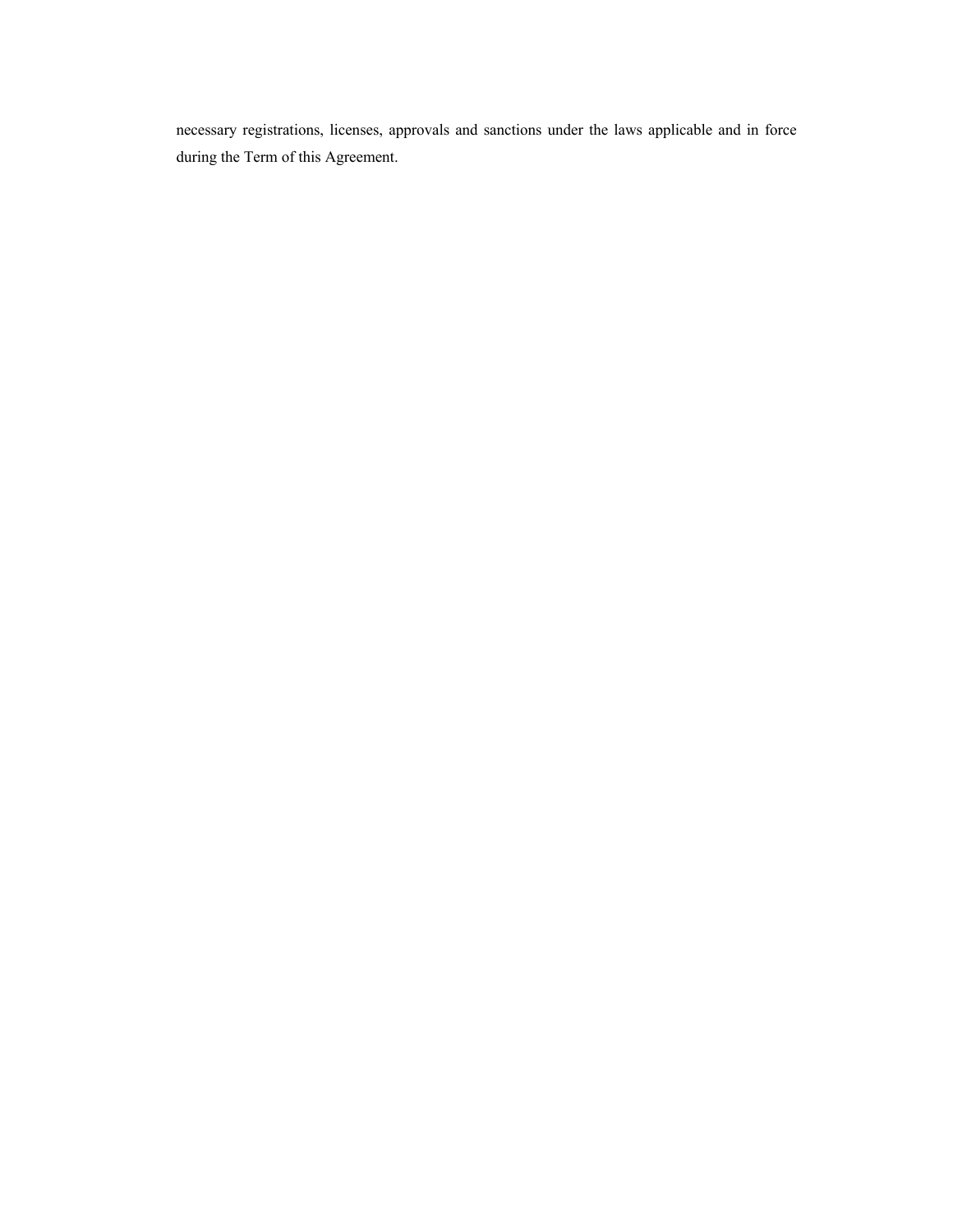necessary registrations, licenses, approvals and sanctions under the laws applicable and in force during the Term of this Agreement.